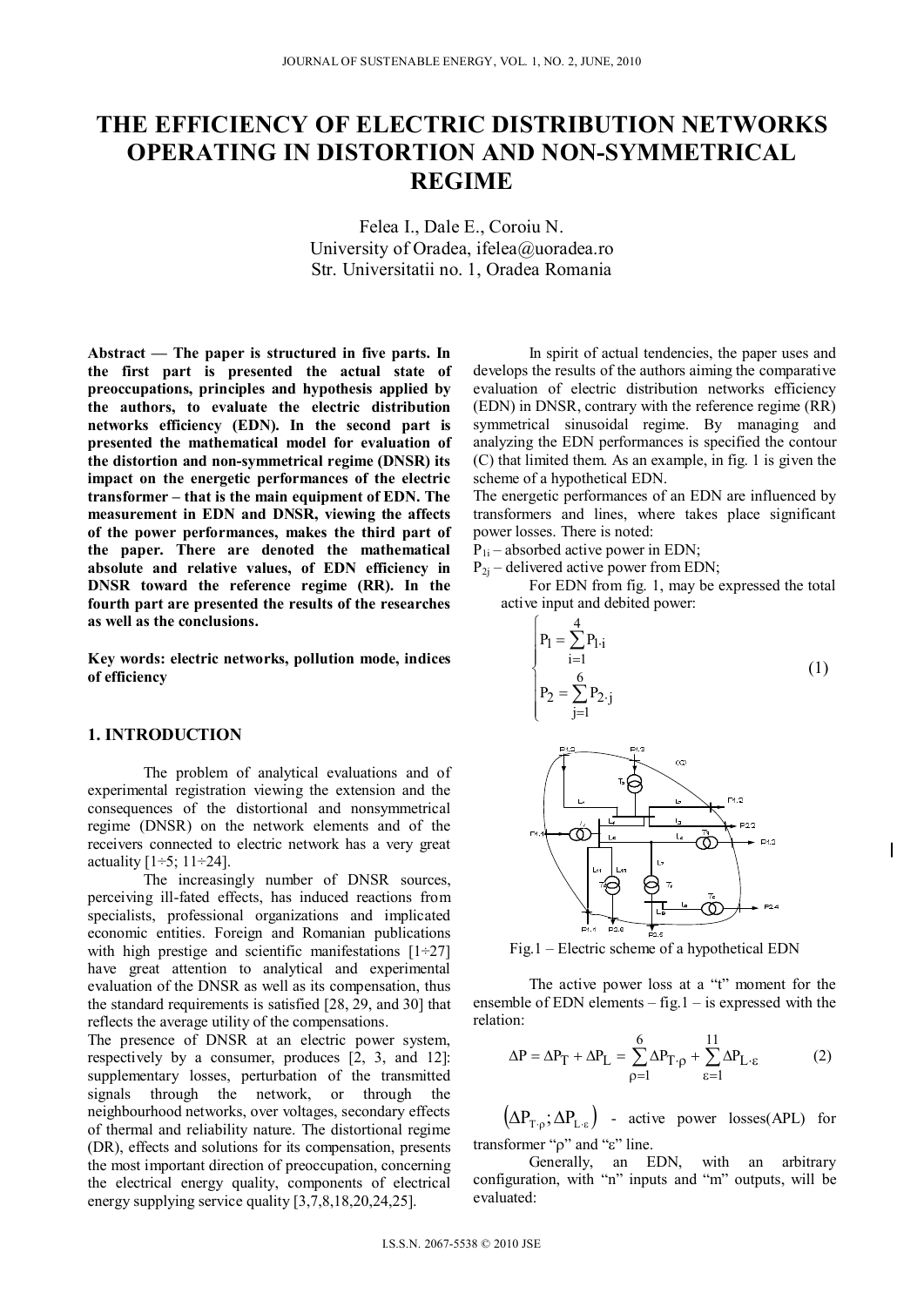# THE EFFICIENCY OF ELECTRIC DISTRIBUTION NETWORKS OPERATING IN DISTORTION AND NON-SYMMETRICAL REGIME

Felea I., Dale E., Coroiu N.
University of Oradea, ifelea@uoradea.ro
Str. Universitatii no. 1, Oradea Romania

**Abstract — The paper is structured in five parts. In the first part is presented the actual state of preoccupations, principles and hypothesis applied by the authors, to evaluate the electric distribution networks efficiency (EDN). In the second part is presented the mathematical model for evaluation of the distortion and non-symmetrical regime (DNSR) its impact on the energetic performances of the electric transformer – that is the main equipment of EDN. The measurement in EDN and DNSR, viewing the affects of the power performances, makes the third part of the paper. There are denoted the mathematical absolute and relative values, of EDN efficiency in DNSR toward the reference regime (RR). In the fourth part are presented the results of the researches as well as the conclusions.**

**Key words: electric networks, pollution mode, indices of efficiency**

## 1. INTRODUCTION

The problem of analytical evaluations and of experimental registration viewing the extension and the consequences of the distortional and nonsymmetrical regime (DNSR) on the network elements and of the receivers connected to electric network has a very great actuality [1÷5; 11÷24].

The increasingly number of DNSR sources, perceiving ill-fated effects, has induced reactions from specialists, professional organizations and implicated economic entities. Foreign and Romanian publications with high prestige and scientific manifestations [1÷27] have great attention to analytical and experimental evaluation of the DNSR as well as its compensation, thus the standard requirements is satisfied [28, 29, and 30] that reflects the average utility of the compensations.

The presence of DNSR at an electric power system, respectively by a consumer, produces [2, 3, and 12]: supplementary losses, perturbation of the transmitted signals through the network, or through the neighbourhood networks, over voltages, secondary effects of thermal and reliability nature. The distortional regime (DR), effects and solutions for its compensation, presents the most important direction of preoccupation, concerning the electrical energy quality, components of electrical energy supplying service quality [3,7,8,18,20,24,25].

In spirit of actual tendencies, the paper uses and develops the results of the authors aiming the comparative evaluation of electric distribution networks efficiency (EDN) in DNSR, contrary with the reference regime (RR) symmetrical sinusoidal regime. By managing and analyzing the EDN performances is specified the contour (C) that limited them. As an example, in fig. 1 is given the scheme of a hypothetical EDN.

The energetic performances of an EDN are influenced by transformers and lines, where takes place significant power losses. There is noted:

$P_{1i}$ – absorbed active power in EDN;
$P_{2j}$ – delivered active power from EDN;

For EDN from fig. 1, may be expressed the total active input and debited power:

$$\begin{cases} P_1 = \sum_{i=1}^{4} P_{1 \cdot i} \\ P_2 = \sum_{j=1}^{6} P_{2 \cdot j} \end{cases} \tag{1}$$

Fig.1 – Electric scheme of a hypothetical EDN

The active power loss at a "t" moment for the ensemble of EDN elements – fig.1 – is expressed with the relation:

$$\Delta P = \Delta P_T + \Delta P_L = \sum_{\rho=1}^{6} \Delta P_{T \cdot \rho} + \sum_{\varepsilon=1}^{11} \Delta P_{L \cdot \varepsilon} \tag{2}$$

$\left(\Delta P_{T \cdot \rho}; \Delta P_{L \cdot \varepsilon}\right)$ - active power losses(APL) for transformer "ρ" and "ε" line.

Generally, an EDN, with an arbitrary configuration, with "n" inputs and "m" outputs, will be evaluated: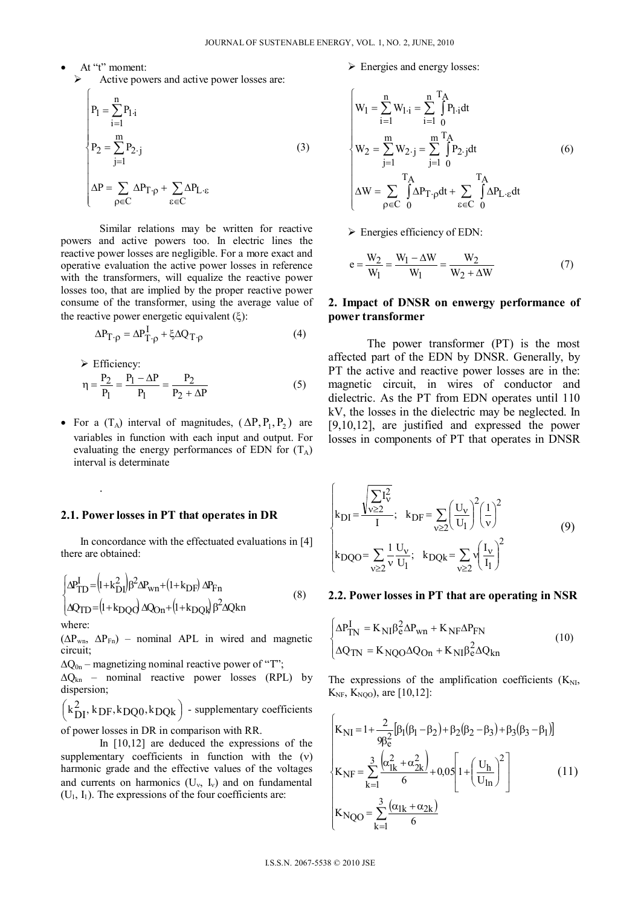- At "t" moment:
  - Active powers and active power losses are:

$$
\begin{cases}
P_1 = \sum_{i=1}^{n} P_{1\cdot i} \\
P_2 = \sum_{j=1}^{m} P_{2\cdot j} \\
\Delta P = \sum_{\rho \in C} \Delta P_{T\cdot\rho} + \sum_{\varepsilon \in C} \Delta P_{L\cdot\varepsilon}
\end{cases}
\tag{3}
$$

Similar relations may be written for reactive powers and active powers too. In electric lines the reactive power losses are negligible. For a more exact and operative evaluation the active power losses in reference with the transformers, will equalize the reactive power losses too, that are implied by the proper reactive power consume of the transformer, using the average value of the reactive power energetic equivalent ($\xi$):

$$
\Delta P_{T\cdot\rho} = \Delta P_{T\cdot\rho}^{I} + \xi \Delta Q_{T\cdot\rho}
\tag{4}
$$

- Efficiency:

$$
\eta = \frac{P_2}{P_1} = \frac{P_1 - \Delta P}{P_1} = \frac{P_2}{P_2 + \Delta P}
\tag{5}
$$

- For a ($T_A$) interval of magnitudes, $(\Delta P, P_1, P_2)$ are variables in function with each input and output. For evaluating the energy performances of EDN for ($T_A$) interval is determinate

.

- Energies and energy losses:

$$
\begin{cases}
W_1 = \sum_{i=1}^{n} W_{1\cdot i} = \sum_{i=1}^{n} \int_0^{T_A} P_{1\cdot i} dt \\
W_2 = \sum_{j=1}^{m} W_{2\cdot j} = \sum_{j=1}^{m} \int_0^{T_A} P_{2\cdot j} dt \\
\Delta W = \sum_{\rho \in C} \int_0^{T_A} \Delta P_{T\cdot\rho} dt + \sum_{\varepsilon \in C} \int_0^{T_A} \Delta P_{L\cdot\varepsilon} dt
\end{cases}
\tag{6}
$$

- Energies efficiency of EDN:

$$
e = \frac{W_2}{W_1} = \frac{W_1 - \Delta W}{W_1} = \frac{W_2}{W_2 + \Delta W}
\tag{7}
$$

## 2. Impact of DNSR on enwergy performance of power transformer

The power transformer (PT) is the most affected part of the EDN by DNSR. Generally, by PT the active and reactive power losses are in the: magnetic circuit, in wires of conductor and dielectric. As the PT from EDN operates until 110 kV, the losses in the dielectric may be neglected. In [9,10,12], are justified and expressed the power losses in components of PT that operates in DNSR

### 2.1. Power losses in PT that operates in DR

In concordance with the effectuated evaluations in [4] there are obtained:

$$
\begin{cases}
\Delta P_{TD}^{I} = \left(1 + k_{DI}^2\right) \beta^2 \Delta P_{wn} + \left(1 + k_{DF}\right) \Delta P_{Fn} \\
\Delta Q_{TD} = \left(1 + k_{DQO}\right) \Delta Q_{On} + \left(1 + k_{DQk}\right) \beta^2 \Delta Q kn
\end{cases}
\tag{8}
$$

where:

($\Delta P_{wn}$, $\Delta P_{Fn}$) – nominal APL in wired and magnetic circuit;

$\Delta Q_{0n}$ – magnetizing nominal reactive power of "T";

$\Delta Q_{kn}$ – nominal reactive power losses (RPL) by dispersion;

$\left(k_{DI}^2, k_{DF}, k_{DQ0}, k_{DQk}\right)$ - supplementary coefficients of power losses in DR in comparison with RR.

In [10,12] are deduced the expressions of the supplementary coefficients in function with the ($\nu$) harmonic grade and the effective values of the voltages and currents on harmonics ($U_\nu$, $I_\nu$) and on fundamental ($U_1$, $I_1$). The expressions of the four coefficients are:

$$
\begin{cases}
k_{DI} = \dfrac{\sqrt{\sum_{\nu \geq 2} I_\nu^2}}{I}; \quad k_{DF} = \sum_{\nu \geq 2} \left(\dfrac{U_\nu}{U_1}\right)^2 \left(\dfrac{1}{\nu}\right)^2 \\
k_{DQO} = \sum_{\nu \geq 2} \dfrac{1}{\nu} \dfrac{U_\nu}{U_1}; \quad k_{DQk} = \sum_{\nu \geq 2} \nu \left(\dfrac{I_\nu}{I_1}\right)^2
\end{cases}
\tag{9}
$$

### 2.2. Power losses in PT that are operating in NSR

$$
\begin{cases}
\Delta P_{TN}^{I} = K_{NI} \beta_e^2 \Delta P_{wn} + K_{NF} \Delta P_{FN} \\
\Delta Q_{TN} = K_{NQO} \Delta Q_{On} + K_{NI} \beta_e^2 \Delta Q_{kn}
\end{cases}
\tag{10}
$$

The expressions of the amplification coefficients ($K_{NI}$, $K_{NF}$, $K_{NQO}$), are [10,12]:

$$
\begin{cases}
K_{NI} = 1 + \dfrac{2}{9\beta_e^2}\left[\beta_1(\beta_1 - \beta_2) + \beta_2(\beta_2 - \beta_3) + \beta_3(\beta_3 - \beta_1)\right] \\
K_{NF} = \sum_{k=1}^{3} \dfrac{\left(\alpha_{1k}^2 + \alpha_{2k}^2\right)}{6} + 0{,}05\left[1 + \left(\dfrac{U_h}{U_{ln}}\right)^2\right] \\
K_{NQO} = \sum_{k=1}^{3} \dfrac{\left(\alpha_{1k} + \alpha_{2k}\right)}{6}
\end{cases}
\tag{11}
$$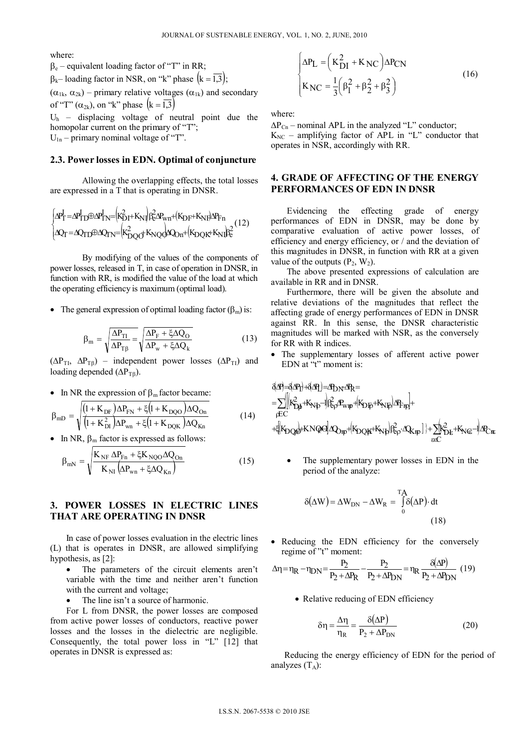where:

$\beta_e$ – equivalent loading factor of "T" in RR;

$\beta_k$– loading factor in NSR, on "k" phase $\left(k=\overline{1,3}\right)$;

($\alpha_{1k}$, $\alpha_{2k}$) – primary relative voltages ($\alpha_{1k}$) and secondary of "T" ($\alpha_{2k}$), on "k" phase $\left(k=\overline{1,3}\right)$

$U_h$ – displacing voltage of neutral point due the homopolar current on the primary of "T";

$U_{1n}$ – primary nominal voltage of "T".

### 2.3. Power losses in EDN. Optimal of conjuncture

Allowing the overlapping effects, the total losses are expressed in a T that is operating in DNSR.

$$\begin{cases} \Delta P_T^I = \Delta P_{TD}^I \oplus \Delta P_{TN}^I = \left(K_{DI}^2 + K_{NI}\right)\beta_e^2 \Delta P_{wn} + \left(K_{DF} + K_{NF}\right)\Delta P_{Fn} \\ \Delta Q_T = \Delta Q_{TD} \oplus \Delta Q_{TN} = \left(K_{DQO}^2 + K_{NQO}\right)\Delta Q_{On} + \left(K_{DQK} + K_{NI}\right)\beta_e^2 \end{cases} \quad (12)$$

By modifying of the values of the components of power losses, released in T, in case of operation in DNSR, in function with RR, is modified the value of the load at which the operating efficiency is maximum (optimal load).

- The general expression of optimal loading factor ($\beta_m$) is:

$$\beta_m = \sqrt{\frac{\Delta P_{TI}}{\Delta P_{T\beta}}} = \sqrt{\frac{\Delta P_F + \xi \Delta Q_O}{\Delta P_w + \xi \Delta Q_k}} \quad (13)$$

($\Delta P_{TI}$, $\Delta P_{T\beta}$) – independent power losses ($\Delta P_{TI}$) and loading depended ($\Delta P_{T\beta}$).

- In NR the expression of $\beta_m$ factor became:

$$\beta_{mD} = \sqrt{\frac{\left(1+K_{DF}\right)\Delta P_{FN} + \xi\left(1+K_{DQO}\right)\Delta Q_{On}}{\left(1+K_{DI}^2\right)\Delta P_{wn} + \xi\left(1+K_{DQK}\right)\Delta Q_{Kn}}} \quad (14)$$

- In NR, $\beta_m$ factor is expressed as follows:

$$\beta_{mN} = \sqrt{\frac{K_{NF}\,\Delta P_{Fn} + \xi K_{NQO}\Delta Q_{On}}{K_{NI}\left(\Delta P_{wn} + \xi \Delta Q_{Kn}\right)}} \quad (15)$$

## 3. POWER LOSSES IN ELECTRIC LINES THAT ARE OPERATING IN DNSR

In case of power losses evaluation in the electric lines (L) that is operates in DNSR, are allowed simplifying hypothesis, as [2]:

- The parameters of the circuit elements aren't variable with the time and neither aren't function with the current and voltage;
- The line isn't a source of harmonic.

For L from DNSR, the power losses are composed from active power losses of conductors, reactive power losses and the losses in the dielectric are negligible. Consequently, the total power loss in "L" [12] that operates in DNSR is expressed as:

$$\begin{cases} \Delta P_L = \left(K_{DI}^2 + K_{NC}\right)\Delta P_{CN} \\ K_{NC} = \frac{1}{3}\left(\beta_1^2 + \beta_2^2 + \beta_3^2\right) \end{cases} \quad (16)$$

where:

$\Delta P_{Cn}$ – nominal APL in the analyzed "L" conductor;

$K_{NC}$ – amplifying factor of APL in "L" conductor that operates in NSR, accordingly with RR.

## 4. GRADE OF AFFECTING OF THE ENERGY PERFORMANCES OF EDN IN DNSR

Evidencing the effecting grade of energy performances of EDN in DNSR, may be done by comparative evaluation of active power losses, of efficiency and energy efficiency, or / and the deviation of this magnitudes in DNSR, in function with RR at a given value of the outputs ($P_2$, $W_2$).

The above presented expressions of calculation are available in RR and in DNSR.

Furthermore, there will be given the absolute and relative deviations of the magnitudes that reflect the affecting grade of energy performances of EDN in DNSR against RR. In this sense, the DNSR characteristic magnitudes will be marked with NSR, as the conversely for RR with R indices.

- The supplementary losses of afferent active power EDN at "t" moment is:

$$\begin{aligned} \delta(\Delta P) &= \delta(\Delta P_T) + \delta(\Delta P_L) = \Delta P_{DN} - \Delta P_R = \\ &= \sum_{\rho \in C}\left[\left[\left(K_{D\rho}^2 + K_{N\rho} - 1\right)\beta_{e\rho}^2 \Delta P_{wn\rho} + \left(K_{DF\rho} + K_{NF\rho}\right)\Delta P_{Fn\rho}\right] + \right. \\ &\left. + \xi\left[\left(K_{DQO\rho} + K_{NQO\rho} - 1\right)\Delta Q_{On\rho} + \left(K_{DQK\rho} + K_{N\rho}\right)\beta_{e\rho}^2 \cdot \Delta Q_{Kn\rho}\right]\right] + \sum_{\varepsilon \in C}\left(K_{D\varepsilon}^2 + K_{NC\varepsilon} - 1\right)\Delta P_{Cn\varepsilon} \end{aligned}$$

- The supplementary power losses in EDN in the period of the analyze:

$$\delta(\Delta W) = \Delta W_{DN} - \Delta W_R = \int_0^{T_A} \delta(\Delta P)\cdot dt \quad (18)$$

- Reducing the EDN efficiency for the conversely regime of "t" moment:

$$\Delta\eta = \eta_R - \eta_{DN} = \frac{P_2}{P_2 + \Delta P_R} - \frac{P_2}{P_2 + \Delta P_{DN}} = \eta_R \frac{\delta(\Delta P)}{P_2 + \Delta P_{DN}} \quad (19)$$

- Relative reducing of EDN efficiency

$$\delta\eta = \frac{\Delta\eta}{\eta_R} = \frac{\delta(\Delta P)}{P_2 + \Delta P_{DN}} \quad (20)$$

Reducing the energy efficiency of EDN for the period of analyzes ($T_A$):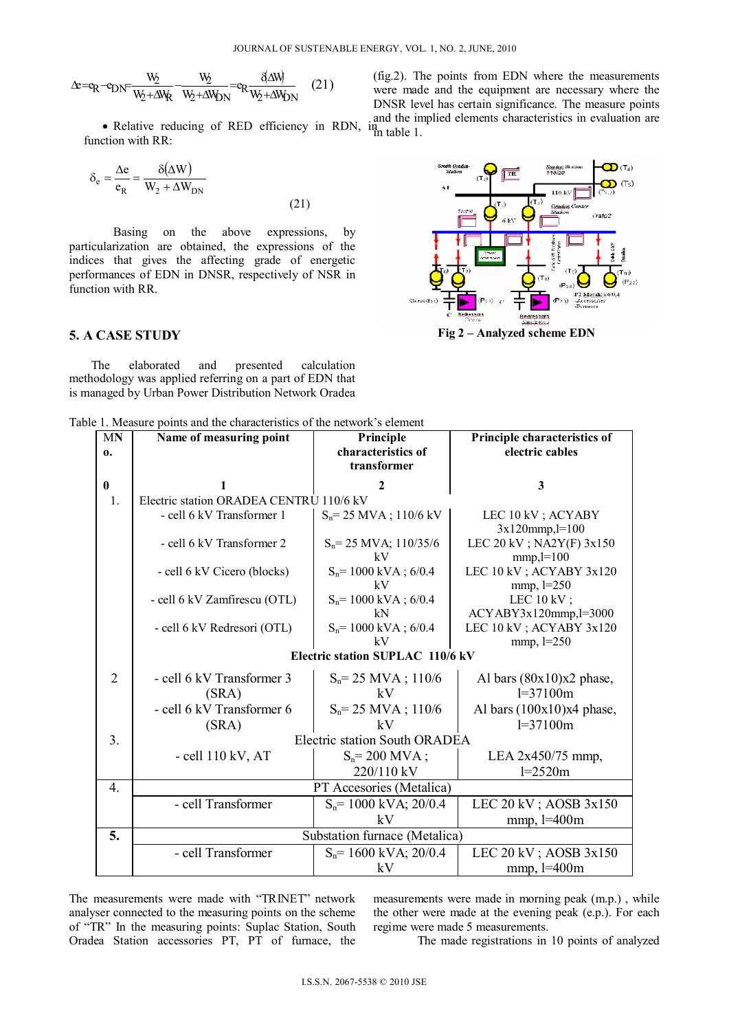$$\Delta e = e_R - e_{DN} = \frac{W_2}{W_2 + \Delta W_R} - \frac{W_2}{W_2 + \Delta W_{DN}} = e_R \frac{\delta(\Delta W)}{W_2 + \Delta W_{DN}} \quad (21)$$

- Relative reducing of RED efficiency in RDN, in function with RR:

$$\delta_e = \frac{\Delta e}{e_R} = \frac{\delta(\Delta W)}{W_2 + \Delta W_{DN}} \quad (21)$$

Basing on the above expressions, by particularization are obtained, the expressions of the indices that gives the affecting grade of energetic performances of EDN in DNSR, respectively of NSR in function with RR.

## 5. A CASE STUDY

The elaborated and presented calculation methodology was applied referring on a part of EDN that is managed by Urban Power Distribution Network Oradea (fig.2). The points from EDN where the measurements were made and the equipment are necessary where the DNSR level has certain significance. The measure points and the implied elements characteristics in evaluation are in table 1.

Fig 2 – Analyzed scheme EDN

Table 1. Measure points and the characteristics of the network's element

| MN o. | Name of measuring point | Principle characteristics of transformer | Principle characteristics of electric cables |
|---|---|---|---|
| 0 | 1 | 2 | 3 |
| 1. | Electric station ORADEA CENTRU 110/6 kV | | |
| | - cell 6 kV Transformer 1 | $S_n$= 25 MVA ; 110/6 kV | LEC 10 kV ; ACYABY 3x120mmp,l=100 |
| | - cell 6 kV Transformer 2 | $S_n$= 25 MVA; 110/35/6 kV | LEC 20 kV ; NA2Y(F) 3x150 mmp,l=100 |
| | - cell 6 kV Cicero (blocks) | $S_n$= 1000 kVA ; 6/0.4 kV | LEC 10 kV ; ACYABY 3x120 mmp, l=250 |
| | - cell 6 kV Zamfirescu (OTL) | $S_n$= 1000 kVA ; 6/0.4 kN | LEC 10 kV ; ACYABY3x120mmp,l=3000 |
| | - cell 6 kV Redresori (OTL) | $S_n$= 1000 kVA ; 6/0.4 kV | LEC 10 kV ; ACYABY 3x120 mmp, l=250 |
| | **Electric station SUPLAC 110/6 kV** | | |
| 2 | - cell 6 kV Transformer 3 (SRA) | $S_n$= 25 MVA ; 110/6 kV | Al bars (80x10)x2 phase, l=37100m |
| | - cell 6 kV Transformer 6 (SRA) | $S_n$= 25 MVA ; 110/6 kV | Al bars (100x10)x4 phase, l=37100m |
| 3. | Electric station South ORADEA | | |
| | - cell 110 kV, AT | $S_n$= 200 MVA ; 220/110 kV | LEA 2x450/75 mmp, l=2520m |
| 4. | PT Accesories (Metalica) | | |
| | - cell Transformer | $S_n$= 1000 kVA; 20/0.4 kV | LEC 20 kV ; AOSB 3x150 mmp, l=400m |
| **5.** | Substation furnace (Metalica) | | |
| | - cell Transformer | $S_n$= 1600 kVA; 20/0.4 kV | LEC 20 kV ; AOSB 3x150 mmp, l=400m |

The measurements were made with "TRINET" network analyser connected to the measuring points on the scheme of "TR" In the measuring points: Suplac Station, South Oradea Station accessories PT, PT of furnace, the measurements were made in morning peak (m.p.) , while the other were made at the evening peak (e.p.). For each regime were made 5 measurements.

The made registrations in 10 points of analyzed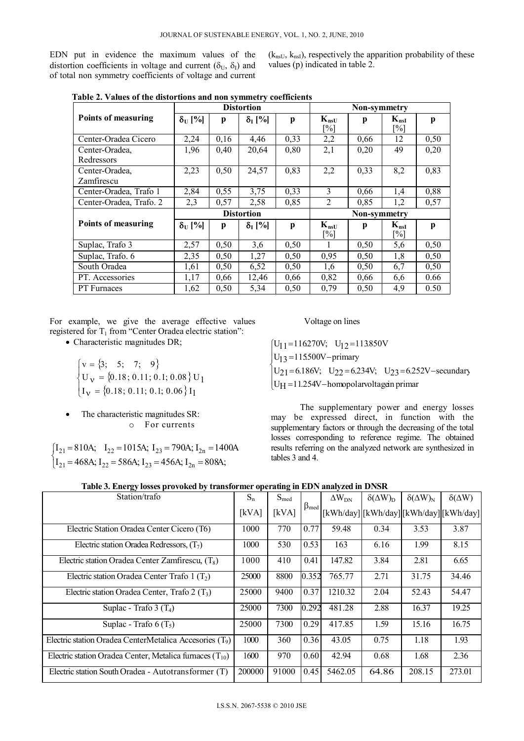EDN put in evidence the maximum values of the distortion coefficients in voltage and current ($\delta_U$, $\delta_I$) and of total non symmetry coefficients of voltage and current ($k_{nsU}$, $k_{nsI}$), respectively the apparition probability of these values (p) indicated in table 2.

**Table 2. Values of the distortions and non symmetry coefficients**

| Points of measuring | Distortion | | | | Non-symmetry | | | |
|---|---|---|---|---|---|---|---|---|
| | $\delta_U$ [%] | p | $\delta_I$ [%] | p | $K_{nsU}$ [%] | p | $K_{nsI}$ [%] | p |
| Center-Oradea Cicero | 2,24 | 0,16 | 4,46 | 0,33 | 2,2 | 0,66 | 12 | 0,50 |
| Center-Oradea, Redressors | 1,96 | 0,40 | 20,64 | 0,80 | 2,1 | 0,20 | 49 | 0,20 |
| Center-Oradea, Zamfirescu | 2,23 | 0,50 | 24,57 | 0,83 | 2,2 | 0,33 | 8,2 | 0,83 |
| Center-Oradea, Trafo 1 | 2,84 | 0,55 | 3,75 | 0,33 | 3 | 0,66 | 1,4 | 0,88 |
| Center-Oradea, Trafo. 2 | 2,3 | 0,57 | 2,58 | 0,85 | 2 | 0,85 | 1,2 | 0,57 |
| Suplac, Trafo 3 | 2,57 | 0,50 | 3,6 | 0,50 | 1 | 0,50 | 5,6 | 0,50 |
| Suplac, Trafo. 6 | 2,35 | 0,50 | 1,27 | 0,50 | 0,95 | 0,50 | 1,8 | 0,50 |
| South Oradea | 1,61 | 0,50 | 6,52 | 0,50 | 1,6 | 0,50 | 6,7 | 0,50 |
| PT. Accessories | 1,17 | 0,66 | 12,46 | 0,66 | 0,82 | 0,66 | 6,6 | 0.66 |
| PT Furnaces | 1,62 | 0,50 | 5,34 | 0,50 | 0,79 | 0,50 | 4,9 | 0.50 |

For example, we give the average effective values registered for $T_1$ from "Center Oradea electric station":

- Characteristic magnitudes DR;

$$\begin{cases} v = \{3;\quad 5;\quad 7;\quad 9\} \\ U_v = \{0.18;\, 0.11;\, 0.1;\, 0.08\}\, U_1 \\ I_v = \{0.18;\, 0.11;\, 0.1;\, 0.06\}\, I_1 \end{cases}$$

- The characteristic magnitudes SR:
  - For currents

$$\begin{cases} I_{21} = 810\text{A};\quad I_{22} = 1015\text{A};\ I_{23} = 790\text{A};\ I_{2n} = 1400\text{A} \\ I_{21} = 468\text{A};\ I_{22} = 586\text{A};\ I_{23} = 456\text{A};\ I_{2n} = 808\text{A}; \end{cases}$$

Voltage on lines

$$\begin{cases} U_{11} = 116270\text{V};\quad U_{12} = 113850\text{V} \\ U_{13} = 115500\text{V} - \text{primary} \\ U_{21} = 6.186\text{V};\quad U_{22} = 6.234\text{V};\quad U_{23} = 6.252\text{V} - \text{secundary} \\ U_H = 11.254\text{V} - \text{homopolar voltage in primar} \end{cases}$$

The supplementary power and energy losses may be expressed direct, in function with the supplementary factors or through the decreasing of the total losses corresponding to reference regime. The obtained results referring on the analyzed network are synthesized in tables 3 and 4.

**Table 3. Energy losses provoked by transformer operating in EDN analyzed in DNSR**

| Station/trafo | $S_n$ [kVA] | $S_{med}$ [kVA] | $\beta_{med}$ | $\Delta W_{DN}$ [kWh/day] | $\delta(\Delta W)_D$ [kWh/day] | $\delta(\Delta W)_N$ [kWh/day] | $\delta(\Delta W)$ [kWh/day] |
|---|---|---|---|---|---|---|---|
| Electric Station Oradea Center Cicero (T6) | 1000 | 770 | 0.77 | 59.48 | 0.34 | 3.53 | 3.87 |
| Electric station Oradea Redressors, ($T_7$) | 1000 | 530 | 0.53 | 163 | 6.16 | 1.99 | 8.15 |
| Electric station Oradea Center Zamfirescu, ($T_8$) | 1000 | 410 | 0.41 | 147.82 | 3.84 | 2.81 | 6.65 |
| Electric station Oradea Center Trafo 1 ($T_2$) | 25000 | 8800 | 0.352 | 765.77 | 2.71 | 31.75 | 34.46 |
| Electric station Oradea Center, Trafo 2 ($T_3$) | 25000 | 9400 | 0.37 | 1210.32 | 2.04 | 52.43 | 54.47 |
| Suplac - Trafo 3 ($T_4$) | 25000 | 7300 | 0.292 | 481.28 | 2.88 | 16.37 | 19.25 |
| Suplac - Trafo 6 ($T_5$) | 25000 | 7300 | 0.29 | 417.85 | 1.59 | 15.16 | 16.75 |
| Electric station Oradea CenterMetalica Accesories ($T_9$) | 1000 | 360 | 0.36 | 43.05 | 0.75 | 1.18 | 1.93 |
| Electric station Oradea Center, Metalica furnaces ($T_{10}$) | 1600 | 970 | 0.60 | 42.94 | 0.68 | 1.68 | 2.36 |
| Electric station South Oradea - Autotransformer (T) | 200000 | 91000 | 0.45 | 5462.05 | 64.86 | 208.15 | 273.01 |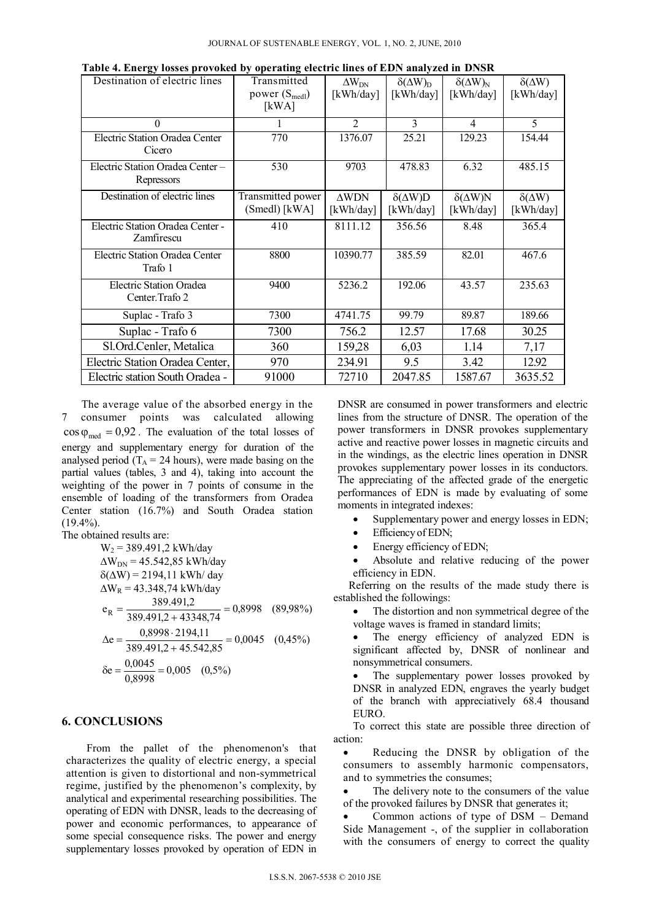**Table 4. Energy losses provoked by operating electric lines of EDN analyzed in DNSR**

| Destination of electric lines | Transmitted power ($S_{medl}$) [kWA] | $\Delta W_{DN}$ [kWh/day] | $\delta(\Delta W)_D$ [kWh/day] | $\delta(\Delta W)_N$ [kWh/day] | $\delta(\Delta W)$ [kWh/day] |
|---|---|---|---|---|---|
| 0 | 1 | 2 | 3 | 4 | 5 |
| Electric Station Oradea Center Cicero | 770 | 1376.07 | 25.21 | 129.23 | 154.44 |
| Electric Station Oradea Center – Repressors | 530 | 9703 | 478.83 | 6.32 | 485.15 |
| Destination of electric lines | Transmitted power (Smedl) [kWA] | ΔWDN [kWh/day] | δ(ΔW)D [kWh/day] | δ(ΔW)N [kWh/day] | δ(ΔW) [kWh/day] |
| Electric Station Oradea Center - Zamfirescu | 410 | 8111.12 | 356.56 | 8.48 | 365.4 |
| Electric Station Oradea Center Trafo 1 | 8800 | 10390.77 | 385.59 | 82.01 | 467.6 |
| Electric Station Oradea Center.Trafo 2 | 9400 | 5236.2 | 192.06 | 43.57 | 235.63 |
| Suplac - Trafo 3 | 7300 | 4741.75 | 99.79 | 89.87 | 189.66 |
| Suplac - Trafo 6 | 7300 | 756.2 | 12.57 | 17.68 | 30.25 |
| Sl.Ord.Cenler, Metalica | 360 | 159,28 | 6,03 | 1.14 | 7,17 |
| Electric Station Oradea Center, | 970 | 234.91 | 9.5 | 3.42 | 12.92 |
| Electric station South Oradea - | 91000 | 72710 | 2047.85 | 1587.67 | 3635.52 |

The average value of the absorbed energy in the 7 consumer points was calculated allowing $\cos\varphi_{med} = 0{,}92$. The evaluation of the total losses of energy and supplementary energy for duration of the analysed period ($T_A$ = 24 hours), were made basing on the partial values (tables, 3 and 4), taking into account the weighting of the power in 7 points of consume in the ensemble of loading of the transformers from Oradea Center station (16.7%) and South Oradea station (19.4%).

The obtained results are:

$$W_2 = 389.491{,}2 \text{ kWh/day}$$

$$\Delta W_{DN} = 45.542{,}85 \text{ kWh/day}$$

$$\delta(\Delta W) = 2194{,}11 \text{ kWh/ day}$$

$$\Delta W_R = 43.348{,}74 \text{ kWh/day}$$

$$e_R = \frac{389.491{,}2}{389.491{,}2 + 43348{,}74} = 0{,}8998 \quad (89{,}98\%)$$

$$\Delta e = \frac{0{,}8998 \cdot 2194{,}11}{389.491{,}2 + 45.542{,}85} = 0{,}0045 \quad (0{,}45\%)$$

$$\delta e = \frac{0{,}0045}{0{,}8998} = 0{,}005 \quad (0{,}5\%)$$

## 6. CONCLUSIONS

From the pallet of the phenomenon's that characterizes the quality of electric energy, a special attention is given to distortional and non-symmetrical regime, justified by the phenomenon's complexity, by analytical and experimental researching possibilities. The operating of EDN with DNSR, leads to the decreasing of power and economic performances, to appearance of some special consequence risks. The power and energy supplementary losses provoked by operation of EDN in DNSR are consumed in power transformers and electric lines from the structure of DNSR. The operation of the power transformers in DNSR provokes supplementary active and reactive power losses in magnetic circuits and in the windings, as the electric lines operation in DNSR provokes supplementary power losses in its conductors. The appreciating of the affected grade of the energetic performances of EDN is made by evaluating of some moments in integrated indexes:

- Supplementary power and energy losses in EDN;
- Efficiency of EDN;
- Energy efficiency of EDN;
- Absolute and relative reducing of the power efficiency in EDN.

Referring on the results of the made study there is established the followings:

- The distortion and non symmetrical degree of the voltage waves is framed in standard limits;
- The energy efficiency of analyzed EDN is significant affected by, DNSR of nonlinear and nonsymmetrical consumers.
- The supplementary power losses provoked by DNSR in analyzed EDN, engraves the yearly budget of the branch with appreciatively 68.4 thousand EURO.

To correct this state are possible three direction of action:

- Reducing the DNSR by obligation of the consumers to assembly harmonic compensators, and to symmetries the consumes;
- The delivery note to the consumers of the value of the provoked failures by DNSR that generates it;
- Common actions of type of DSM – Demand Side Management -, of the supplier in collaboration with the consumers of energy to correct the quality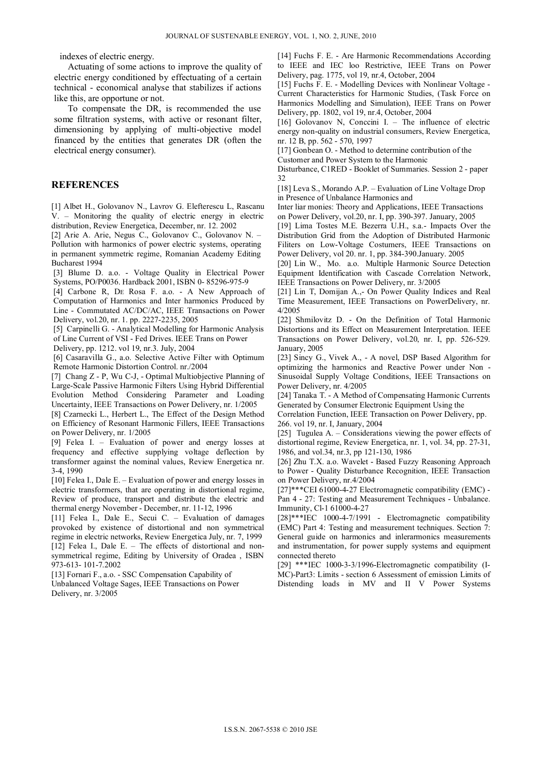indexes of electric energy.

Actuating of some actions to improve the quality of electric energy conditioned by effectuating of a certain technical - economical analyse that stabilizes if actions like this, are opportune or not.

To compensate the DR, is recommended the use some filtration systems, with active or resonant filter, dimensioning by applying of multi-objective model financed by the entities that generates DR (often the electrical energy consumer).

## REFERENCES

[1] Albet H., Golovanov N., Lavrov G. Elefterescu L, Rascanu V. – Monitoring the quality of electric energy in electric distribution, Review Energetica, December, nr. 12. 2002

[2] Arie A. Arie, Negus C., Golovanov C., Golovanov N. – Pollution with harmonics of power electric systems, operating in permanent symmetric regime, Romanian Academy Editing Bucharest 1994

[3] Blume D. a.o. - Voltage Quality in Electrical Power Systems, PO/P0036. Hardback 2001, ISBN 0- 85296-975-9

[4] Carbone R, De Rosa F. a.o. - A New Approach of Computation of Harmonics and Inter harmonics Produced by Line - Commutated AC/DC/AC, IEEE Transactions on Power Delivery, vol.20, nr. 1. pp. 2227-2235, 2005

[5] Carpinelli G. - Analytical Modelling for Harmonic Analysis of Line Current of VSI - Fed Drives. IEEE Trans on Power Delivery, pp. 1212. vol 19, nr.3. July, 2004

[6] Casaravilla G., a.o. Selective Active Filter with Optimum Remote Harmonic Distortion Control. nr./2004

[7] Chang Z - P, Wu C-J, - Optimal Multiobjective Planning of Large-Scale Passive Harmonic Filters Using Hybrid Differential Evolution Method Considering Parameter and Loading Uncertainty, IEEE Transactions on Power Delivery, nr. 1/2005

[8] Czarnecki L., Herbert L., The Effect of the Design Method on Efficiency of Resonant Harmonic Fillers, IEEE Transactions on Power Delivery, nr. 1/2005

[9] Felea I. – Evaluation of power and energy losses at frequency and effective supplying voltage deflection by transformer against the nominal values, Review Energetica nr. 3-4, 1990

[10] Felea I., Dale E. – Evaluation of power and energy losses in electric transformers, that are operating in distortional regime, Review of produce, transport and distribute the electric and thermal energy November - December, nr. 11-12, 1996

[11] Felea I., Dale E., Secui C. – Evaluation of damages provoked by existence of distortional and non symmetrical regime in electric networks, Review Energetica July, nr. 7, 1999

[12] Felea I., Dale E. – The effects of distortional and non-symmetrical regime, Editing by University of Oradea , ISBN 973-613- 101-7.2002

[13] Fornari F., a.o. - SSC Compensation Capability of Unbalanced Voltage Sages, IEEE Transactions on Power Delivery, nr. 3/2005

[14] Fuchs F. E. - Are Harmonic Recommendations According to IEEE and IEC loo Restrictive, IEEE Trans on Power Delivery, pag. 1775, vol 19, nr.4, October, 2004

[15] Fuchs F. E. - Modelling Devices with Nonlinear Voltage - Current Characteristics for Harmonic Studies, (Task Force on Harmonics Modelling and Simulation), IEEE Trans on Power Delivery, pp. 1802, vol 19, nr.4, October, 2004

[16] Golovanov N, Conccini I. – The influence of electric energy non-quality on industrial consumers, Review Energetica, nr. 12 B, pp. 562 - 570, 1997

[17] Gonbean O. - Method to determine contribution of the Customer and Power System to the Harmonic Disturbance, C1RED - Booklet of Summaries. Session 2 - paper 32

[18] Leva S., Morando A.P. – Evaluation of Line Voltage Drop in Presence of Unbalance Harmonics and Inter liar monies: Theory and Applications, IEEE Transactions on Power Delivery, vol.20, nr. I, pp. 390-397. January, 2005

[19] Lima Tostes M.E. Bezerra U.H., s.a.- Impacts Over the Distribution Grid from the Adoption of Distributed Harmonic Filiters on Low-Voltage Costumers, IEEE Transactions on Power Delivery, vol 20. nr. 1, pp. 384-390.January. 2005

[20] Lin W., Mo. a.o. Multiple Harmonic Source Detection Equipment Identification with Cascade Correlation Network, IEEE Transactions on Power Delivery, nr. 3/2005

[21] Lin T, Domijan A.,- On Power Quality Indices and Real Time Measurement, IEEE Transactions on PowerDelivery, nr. 4/2005

[22] Shmilovitz D. - On the Definition of Total Harmonic Distortions and its Effect on Measurement Interpretation. IEEE Transactions on Power Delivery, vol.20, nr. I, pp. 526-529. January, 2005

[23] Sincy G., Vivek A., - A novel, DSP Based Algorithm for optimizing the harmonics and Reactive Power under Non - Sinusoidal Supply Voltage Conditions, IEEE Transactions on Power Delivery, nr. 4/2005

[24] Tanaka T. - A Method of Compensating Harmonic Currents Generated by Consumer Electronic Equipment Using the Correlation Function, IEEE Transaction on Power Delivery, pp. 266. vol 19, nr. I, January, 2004

[25] Tugulea A. – Considerations viewing the power effects of distortional regime, Review Energetica, nr. 1, vol. 34, pp. 27-31, 1986, and vol.34, nr.3, pp 121-130, 1986

[26] Zhu T.X. a.o. Wavelet - Based Fuzzy Reasoning Approach to Power - Quality Disturbance Recognition, IEEE Transaction on Power Delivery, nr.4/2004

[27]***CEI 61000-4-27 Electromagnetic compatibility (EMC) - Pan 4 - 27: Testing and Measurement Techniques - Unbalance. Immunity, Cl-1 61000-4-27

[28]***IEC 1000-4-7/1991 - Electromagnetic compatibility (EMC) Part 4: Testing and measurement techniques. Section 7: General guide on harmonics and inlerarmonics measurements and instrumentation, for power supply systems and equipment connected thereto

[29] ***IEC 1000-3-3/1996-Electromagnetic compatibility (I-MC)-Part3: Limits - section 6 Assessment of emission Limits of Distending loads in MV and II V Power Systems